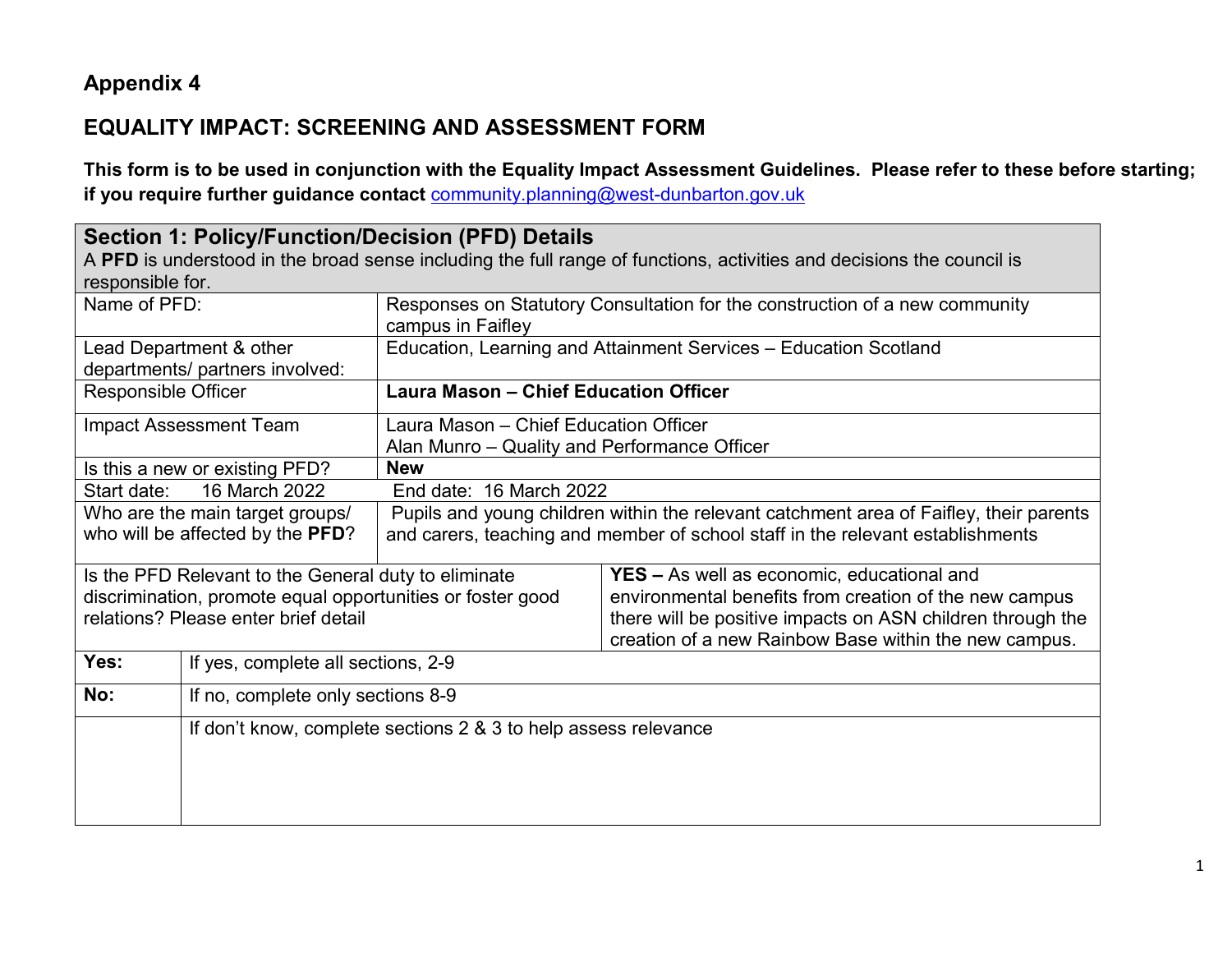## Appendix 4

## EQUALITY IMPACT: SCREENING AND ASSESSMENT FORM

**This form is to be used in conjunction with the Equality Impact Assessment Guidelines. Please refer to these before starting; if you require further guidance contact** community.planning@west-dunbarton.gov.uk

| **Section 1: Policy/Function/Decision (PFD) Details**<br>A **PFD** is understood in the broad sense including the full range of functions, activities and decisions the council is responsible for. | |
|---|---|
| Name of PFD: | Responses on Statutory Consultation for the construction of a new community campus in Faifley |
| Lead Department & other departments/ partners involved: | Education, Learning and Attainment Services – Education Scotland |
| Responsible Officer | **Laura Mason – Chief Education Officer** |
| Impact Assessment Team | Laura Mason – Chief Education Officer<br>Alan Munro – Quality and Performance Officer |
| Is this a new or existing PFD? | **New** |
| Start date: 16 March 2022 | End date: 16 March 2022 |
| Who are the main target groups/ who will be affected by the **PFD**? | Pupils and young children within the relevant catchment area of Faifley, their parents and carers, teaching and member of school staff in the relevant establishments |
| Is the PFD Relevant to the General duty to eliminate discrimination, promote equal opportunities or foster good relations? Please enter brief detail | **YES –** As well as economic, educational and environmental benefits from creation of the new campus there will be positive impacts on ASN children through the creation of a new Rainbow Base within the new campus. |
| **Yes:** | If yes, complete all sections, 2-9 |
| **No:** | If no, complete only sections 8-9 |
| | If don't know, complete sections 2 & 3 to help assess relevance |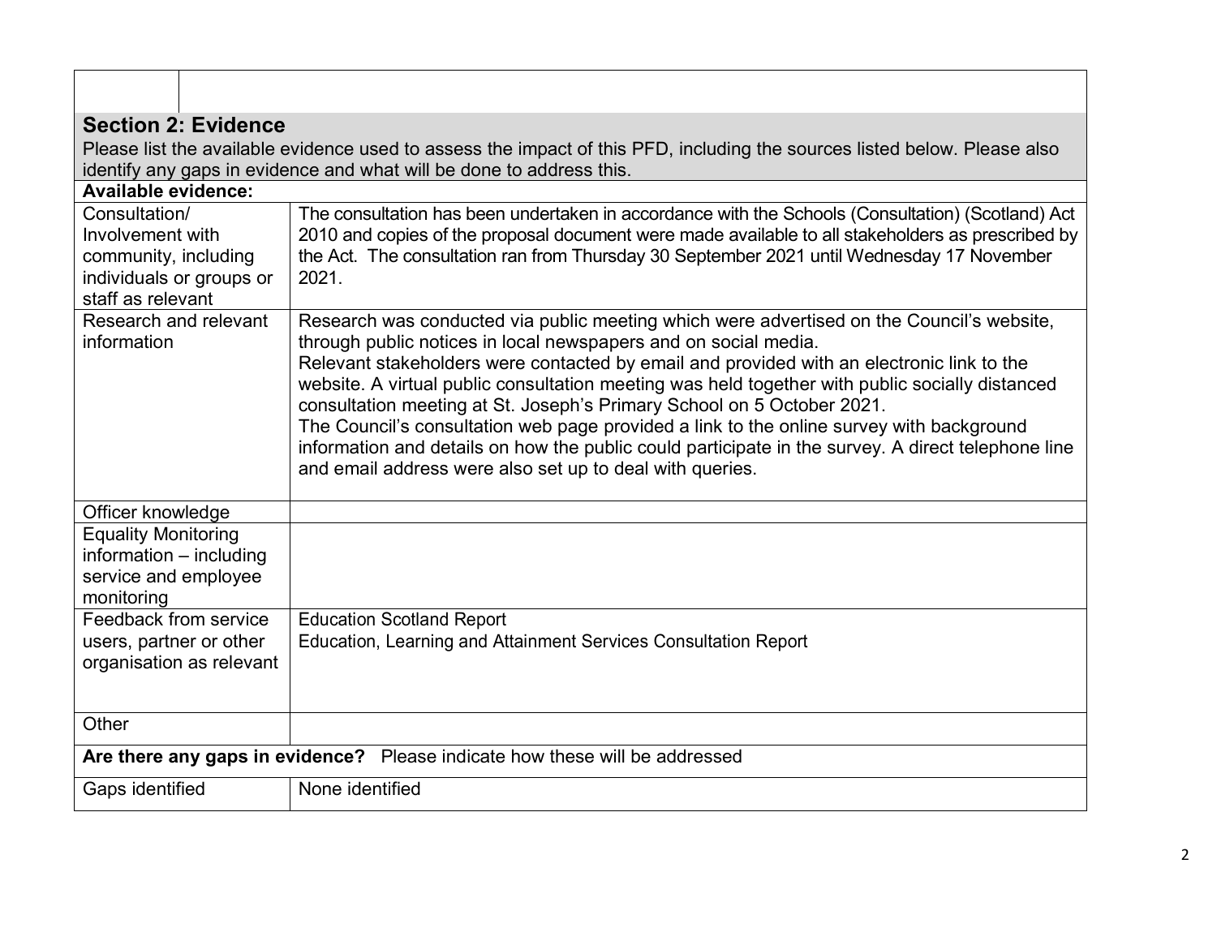## Section 2: Evidence

Please list the available evidence used to assess the impact of this PFD, including the sources listed below. Please also identify any gaps in evidence and what will be done to address this.

**Available evidence:**

| | |
|---|---|
| Consultation/ Involvement with community, including individuals or groups or staff as relevant | The consultation has been undertaken in accordance with the Schools (Consultation) (Scotland) Act 2010 and copies of the proposal document were made available to all stakeholders as prescribed by the Act. The consultation ran from Thursday 30 September 2021 until Wednesday 17 November 2021. |
| Research and relevant information | Research was conducted via public meeting which were advertised on the Council's website, through public notices in local newspapers and on social media. Relevant stakeholders were contacted by email and provided with an electronic link to the website. A virtual public consultation meeting was held together with public socially distanced consultation meeting at St. Joseph's Primary School on 5 October 2021. The Council's consultation web page provided a link to the online survey with background information and details on how the public could participate in the survey. A direct telephone line and email address were also set up to deal with queries. |
| Officer knowledge | |
| Equality Monitoring information – including service and employee monitoring | |
| Feedback from service users, partner or other organisation as relevant | Education Scotland Report<br>Education, Learning and Attainment Services Consultation Report |
| Other | |

**Are there any gaps in evidence?** Please indicate how these will be addressed

| | |
|---|---|
| Gaps identified | None identified |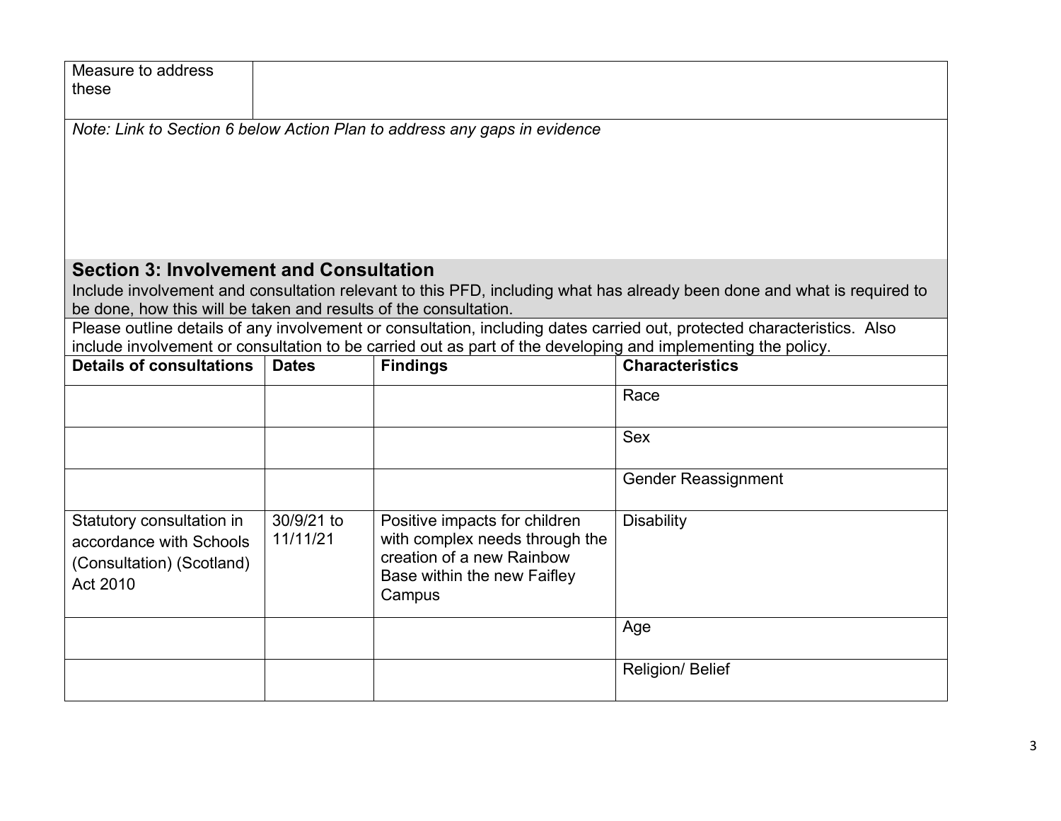| Measure to address these | |
|---|---|

*Note: Link to Section 6 below Action Plan to address any gaps in evidence*

## Section 3: Involvement and Consultation

Include involvement and consultation relevant to this PFD, including what has already been done and what is required to be done, how this will be taken and results of the consultation.

Please outline details of any involvement or consultation, including dates carried out, protected characteristics. Also include involvement or consultation to be carried out as part of the developing and implementing the policy.

| Details of consultations | Dates | Findings | Characteristics |
|---|---|---|---|
| | | | Race |
| | | | Sex |
| | | | Gender Reassignment |
| Statutory consultation in accordance with Schools (Consultation) (Scotland) Act 2010 | 30/9/21 to 11/11/21 | Positive impacts for children with complex needs through the creation of a new Rainbow Base within the new Faifley Campus | Disability |
| | | | Age |
| | | | Religion/ Belief |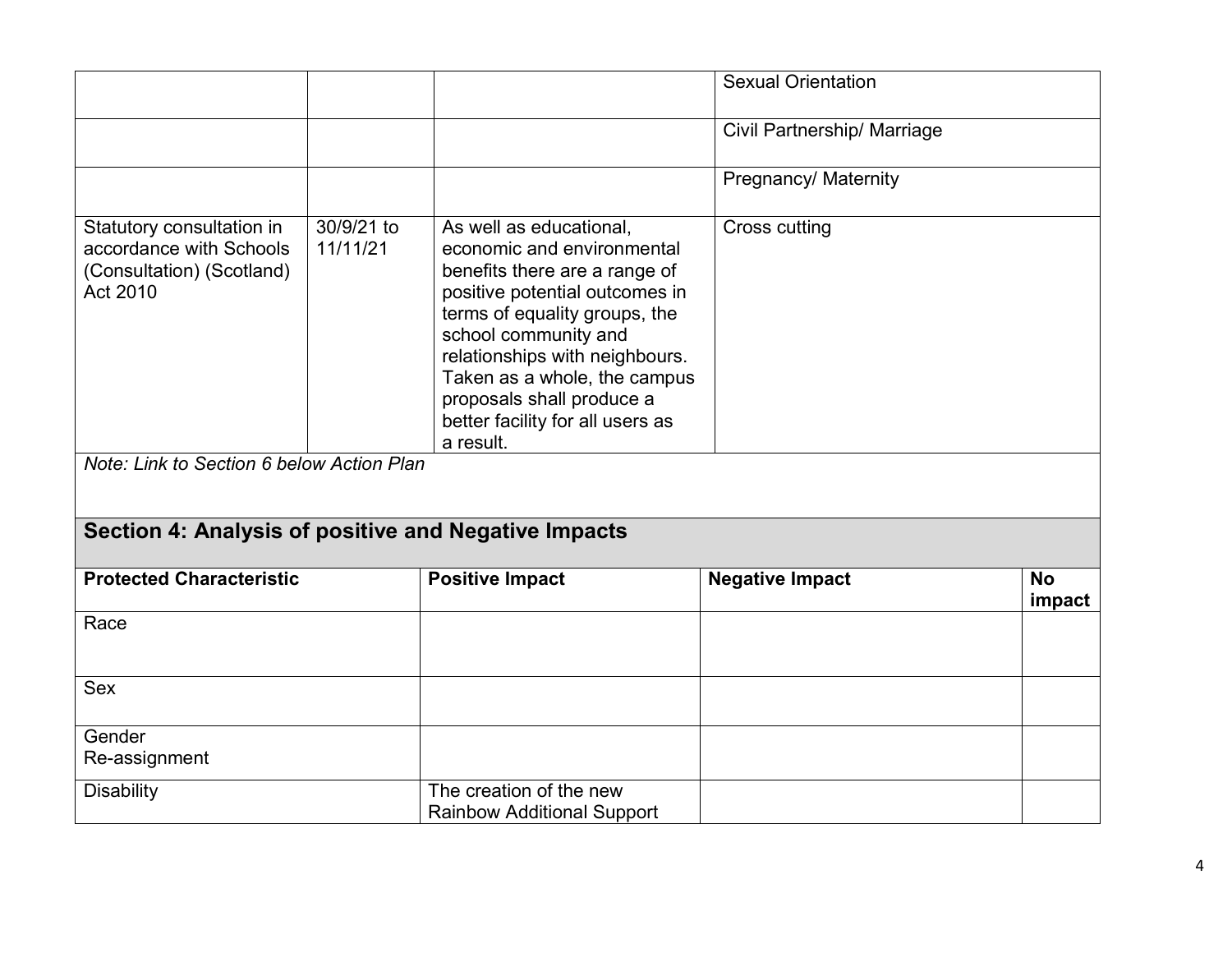| | | | |
|---|---|---|---|
| | | | Sexual Orientation |
| | | | Civil Partnership/ Marriage |
| | | | Pregnancy/ Maternity |
| Statutory consultation in accordance with Schools (Consultation) (Scotland) Act 2010 | 30/9/21 to 11/11/21 | As well as educational, economic and environmental benefits there are a range of positive potential outcomes in terms of equality groups, the school community and relationships with neighbours. Taken as a whole, the campus proposals shall produce a better facility for all users as a result. | Cross cutting |

*Note: Link to Section 6 below Action Plan*

## Section 4: Analysis of positive and Negative Impacts

| Protected Characteristic | Positive Impact | Negative Impact | No impact |
|---|---|---|---|
| Race | | | |
| Sex | | | |
| Gender Re-assignment | | | |
| Disability | The creation of the new Rainbow Additional Support | | |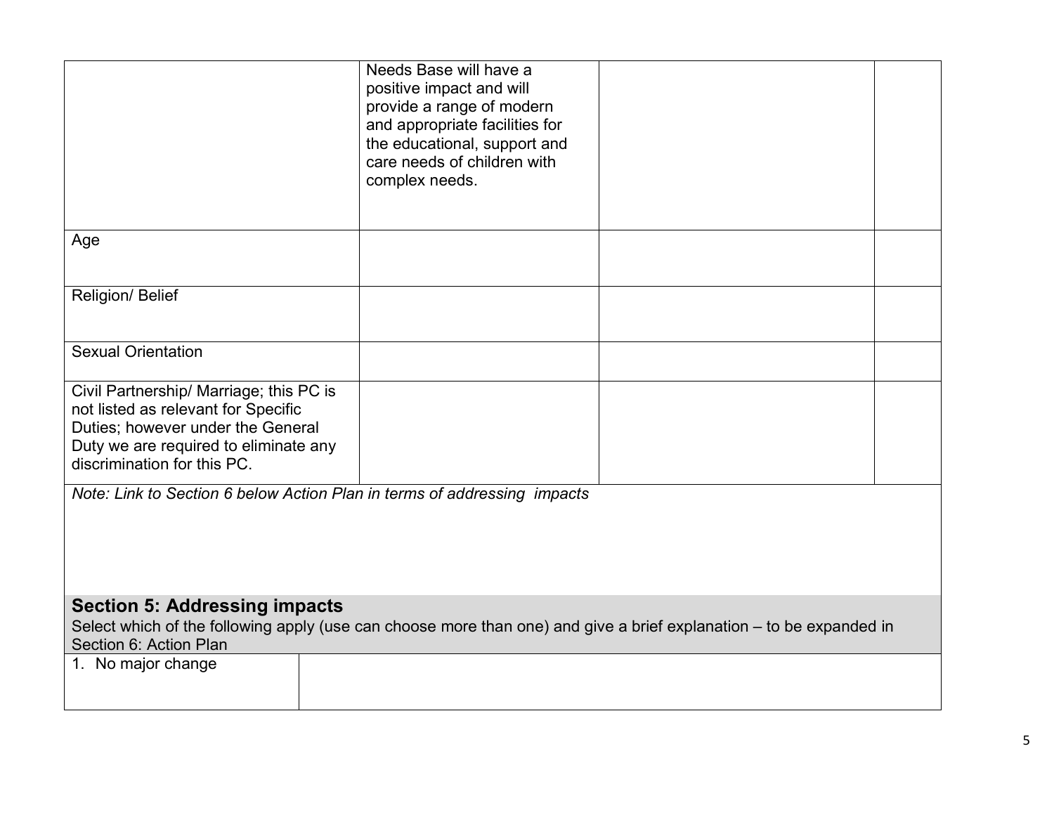| | | | |
|---|---|---|---|
| | Needs Base will have a positive impact and will provide a range of modern and appropriate facilities for the educational, support and care needs of children with complex needs. | | |
| Age | | | |
| Religion/ Belief | | | |
| Sexual Orientation | | | |
| Civil Partnership/ Marriage; this PC is not listed as relevant for Specific Duties; however under the General Duty we are required to eliminate any discrimination for this PC. | | | |

*Note: Link to Section 6 below Action Plan in terms of addressing impacts*

## Section 5: Addressing impacts

Select which of the following apply (use can choose more than one) and give a brief explanation – to be expanded in Section 6: Action Plan

| | |
|---|---|
| 1. No major change | |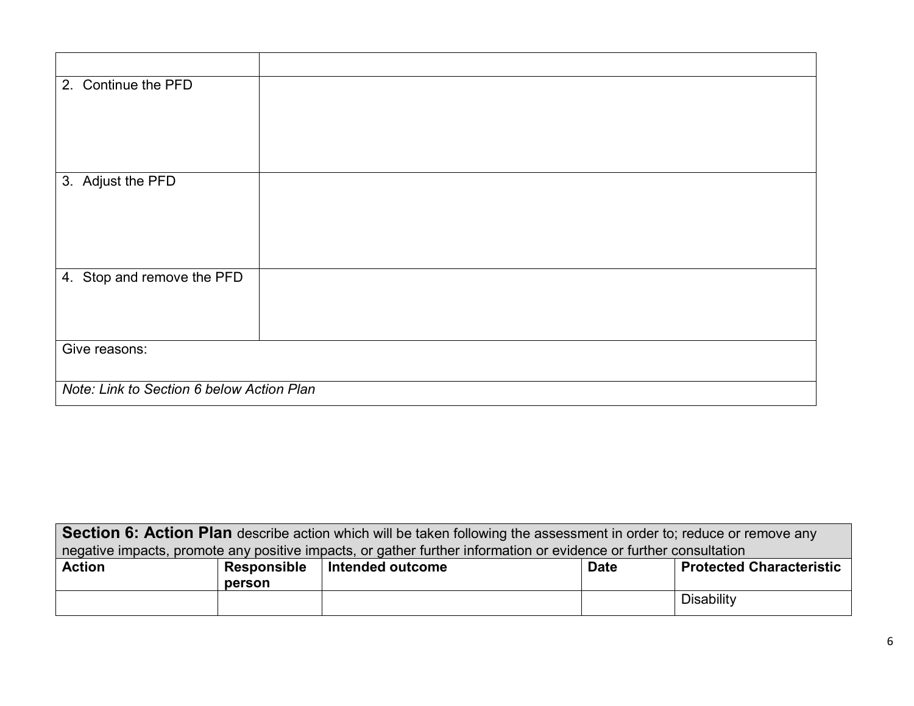| | |
|---|---|
| 2. Continue the PFD | |
| 3. Adjust the PFD | |
| 4. Stop and remove the PFD | |
| Give reasons: | |
| *Note: Link to Section 6 below Action Plan* | |

| **Section 6: Action Plan** describe action which will be taken following the assessment in order to; reduce or remove any negative impacts, promote any positive impacts, or gather further information or evidence or further consultation | | | | |
|---|---|---|---|---|
| **Action** | **Responsible person** | **Intended outcome** | **Date** | **Protected Characteristic** |
| | | | | Disability |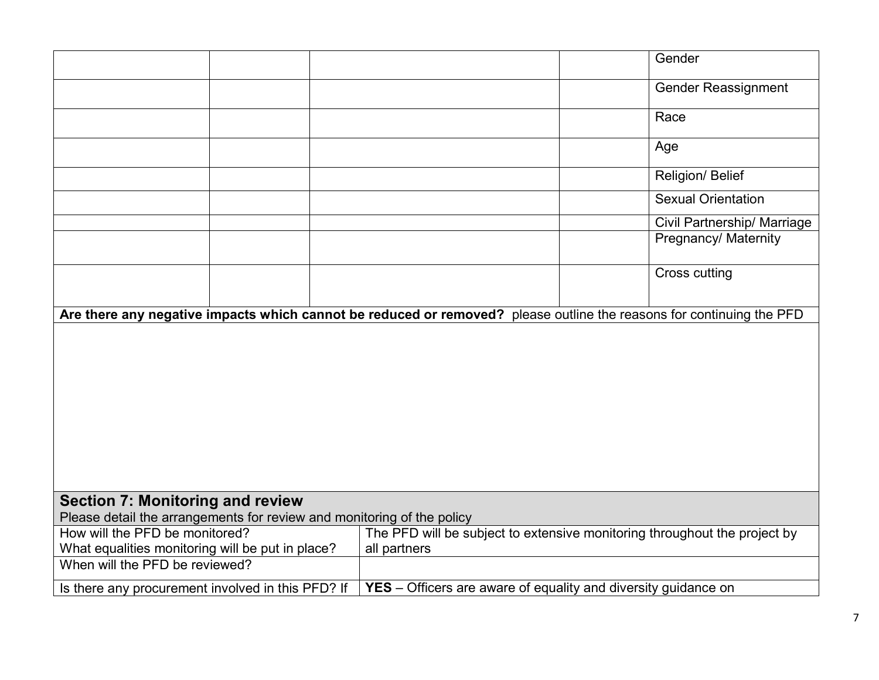| | | | | |
|---|---|---|---|---|
| | | | | Gender |
| | | | | Gender Reassignment |
| | | | | Race |
| | | | | Age |
| | | | | Religion/ Belief |
| | | | | Sexual Orientation |
| | | | | Civil Partnership/ Marriage |
| | | | | Pregnancy/ Maternity |
| | | | | Cross cutting |

**Are there any negative impacts which cannot be reduced or removed?** please outline the reasons for continuing the PFD

## Section 7: Monitoring and review

Please detail the arrangements for review and monitoring of the policy

| | |
|---|---|
| How will the PFD be monitored?<br>What equalities monitoring will be put in place? | The PFD will be subject to extensive monitoring throughout the project by all partners |
| When will the PFD be reviewed? | |
| Is there any procurement involved in this PFD? If | **YES** – Officers are aware of equality and diversity guidance on |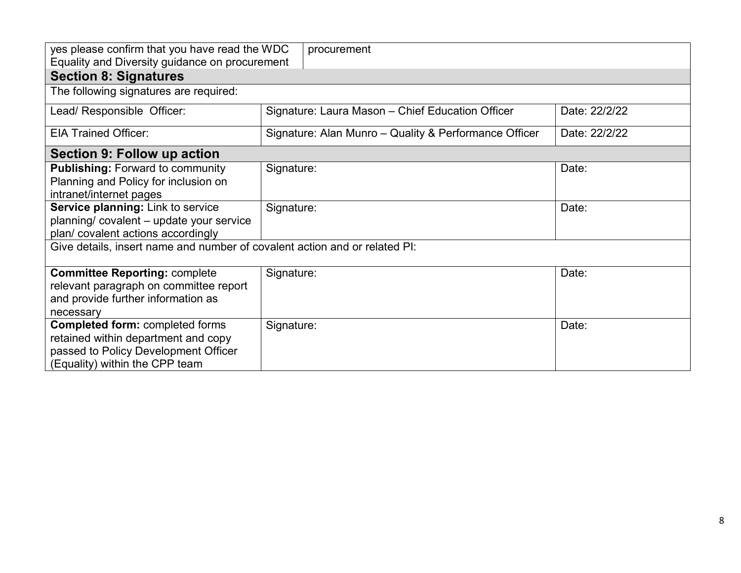| | |
|---|---|
| yes please confirm that you have read the WDC Equality and Diversity guidance on procurement | procurement |

## Section 8: Signatures

The following signatures are required:

| | | |
|---|---|---|
| Lead/ Responsible Officer: | Signature: Laura Mason – Chief Education Officer | Date: 22/2/22 |
| EIA Trained Officer: | Signature: Alan Munro – Quality & Performance Officer | Date: 22/2/22 |

## Section 9: Follow up action

| | | |
|---|---|---|
| **Publishing:** Forward to community Planning and Policy for inclusion on intranet/internet pages | Signature: | Date: |
| **Service planning:** Link to service planning/ covalent – update your service plan/ covalent actions accordingly | Signature: | Date: |
| Give details, insert name and number of covalent action and or related PI: | | |
| **Committee Reporting:** complete relevant paragraph on committee report and provide further information as necessary | Signature: | Date: |
| **Completed form:** completed forms retained within department and copy passed to Policy Development Officer (Equality) within the CPP team | Signature: | Date: |